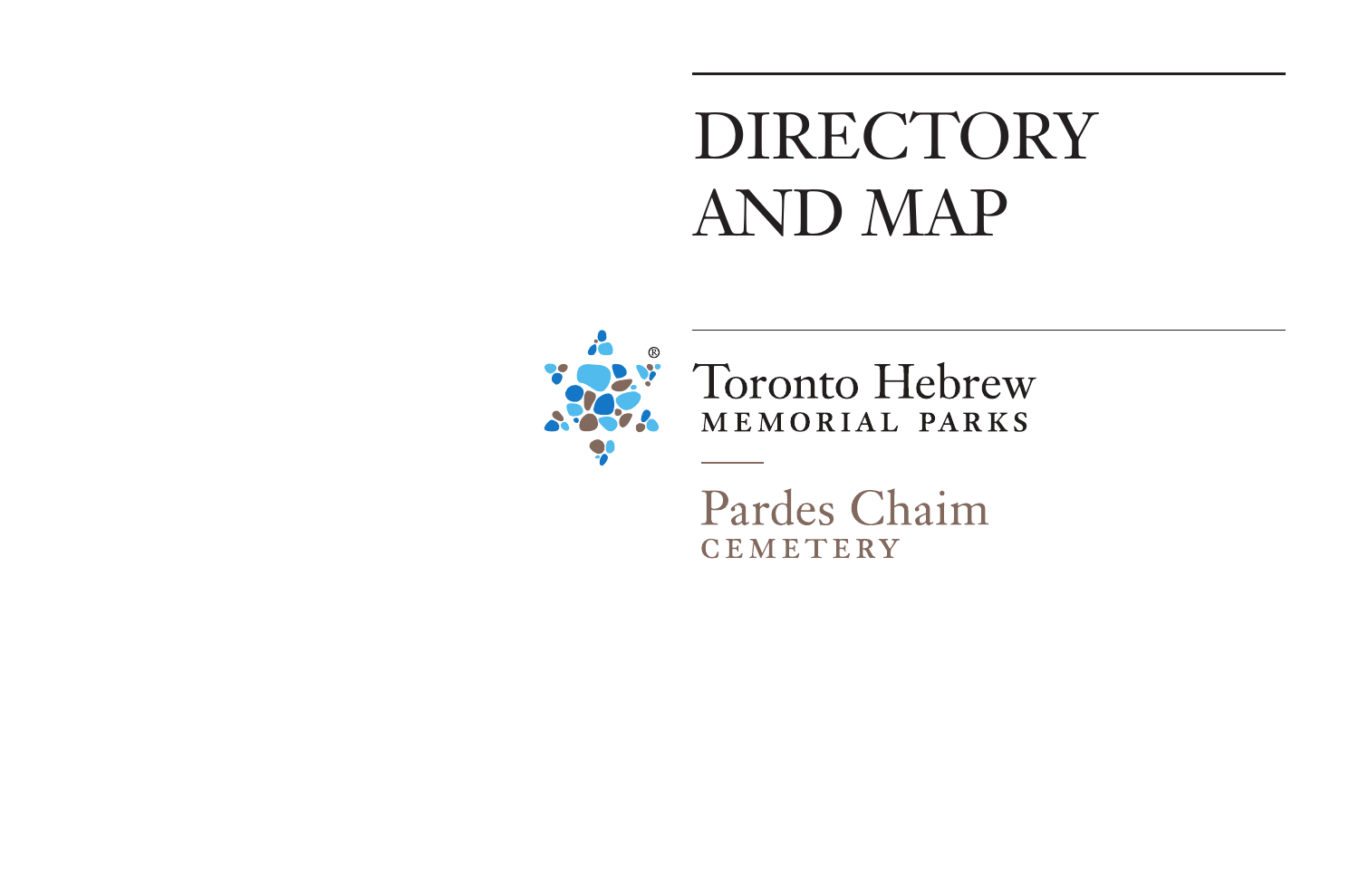# DIRECTORY AND MAP

Toronto Hebrew
MEMORIAL PARKS

Pardes Chaim
CEMETERY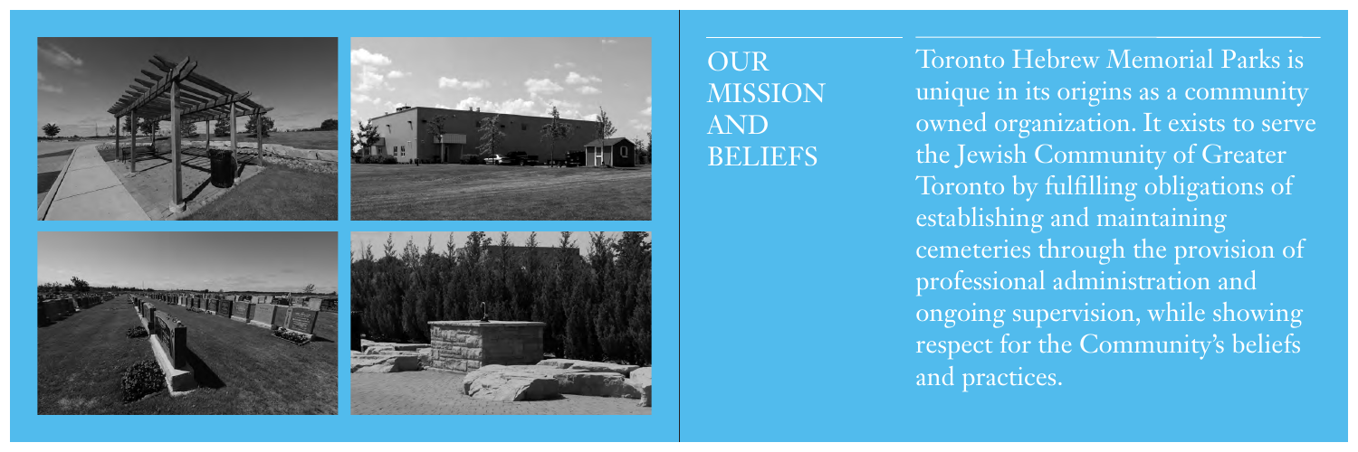## OUR MISSION AND BELIEFS

Toronto Hebrew Memorial Parks is unique in its origins as a community owned organization. It exists to serve the Jewish Community of Greater Toronto by fulfilling obligations of establishing and maintaining cemeteries through the provision of professional administration and ongoing supervision, while showing respect for the Community's beliefs and practices.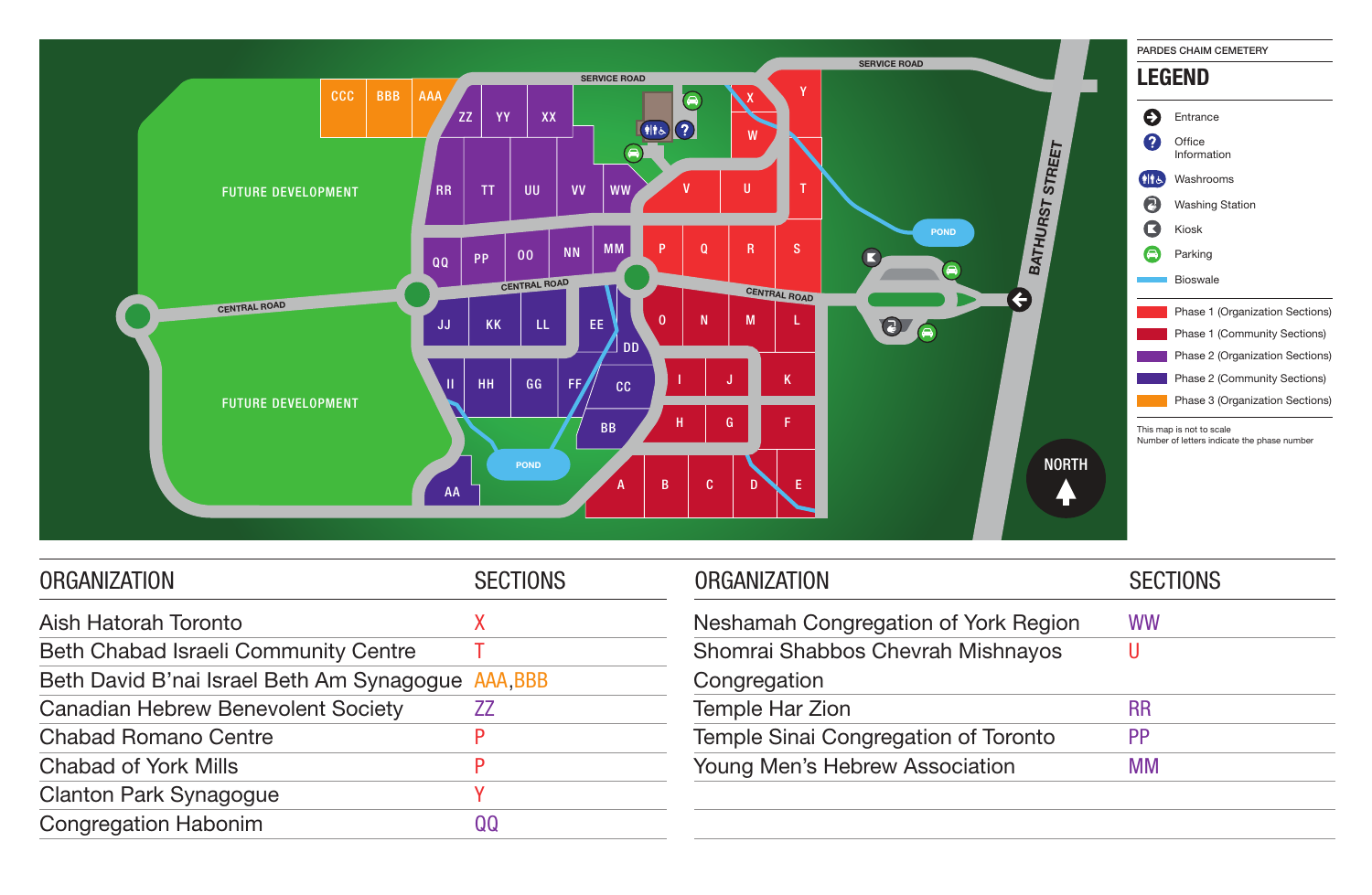PARDES CHAIM CEMETERY

## LEGEND

- Entrance
- Office Information
- Washrooms
- Washing Station
- Kiosk
- Parking
- Bioswale

- Phase 1 (Organization Sections)
- Phase 1 (Community Sections)
- Phase 2 (Organization Sections)
- Phase 2 (Community Sections)
- Phase 3 (Organization Sections)

This map is not to scale
Number of letters indicate the phase number

| ORGANIZATION | SECTIONS |
|---|---|
| Aish Hatorah Toronto | X |
| Beth Chabad Israeli Community Centre | T |
| Beth David B'nai Israel Beth Am Synagogue | AAA,BBB |
| Canadian Hebrew Benevolent Society | ZZ |
| Chabad Romano Centre | P |
| Chabad of York Mills | P |
| Clanton Park Synagogue | Y |
| Congregation Habonim | QQ |

| ORGANIZATION | SECTIONS |
|---|---|
| Neshamah Congregation of York Region | WW |
| Shomrai Shabbos Chevrah Mishnayos Congregation | U |
| Temple Har Zion | RR |
| Temple Sinai Congregation of Toronto | PP |
| Young Men's Hebrew Association | MM |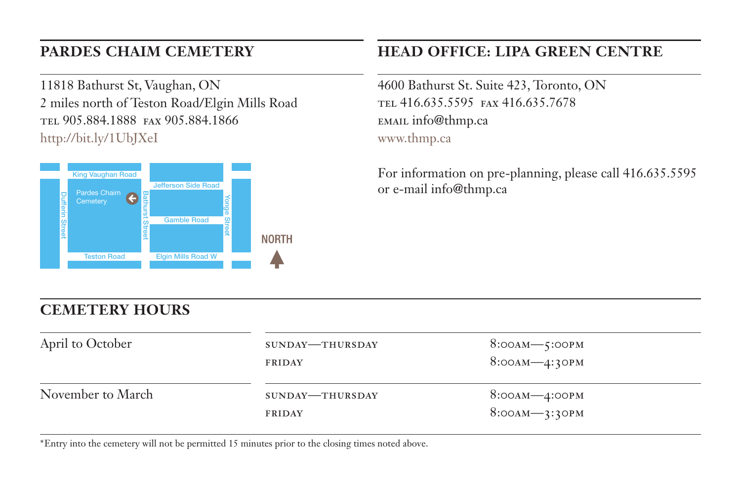## PARDES CHAIM CEMETERY

11818 Bathurst St, Vaughan, ON
2 miles north of Teston Road/Elgin Mills Road
TEL 905.884.1888 FAX 905.884.1866
http://bit.ly/1UbJXeI

King Vaughan Road
Jefferson Side Road
Pardes Chaim Cemetery
Dufferin Street
Bathurst Street
Yonge Street
Gamble Road
Teston Road
Elgin Mills Road W
NORTH

## HEAD OFFICE: LIPA GREEN CENTRE

4600 Bathurst St. Suite 423, Toronto, ON
TEL 416.635.5595 FAX 416.635.7678
EMAIL info@thmp.ca
www.thmp.ca

For information on pre-planning, please call 416.635.5595 or e-mail info@thmp.ca

## CEMETERY HOURS

| | | |
|---|---|---|
| April to October | SUNDAY—THURSDAY | 8:00AM—5:00PM |
| | FRIDAY | 8:00AM—4:30PM |
| November to March | SUNDAY—THURSDAY | 8:00AM—4:00PM |
| | FRIDAY | 8:00AM—3:30PM |

*Entry into the cemetery will not be permitted 15 minutes prior to the closing times noted above.